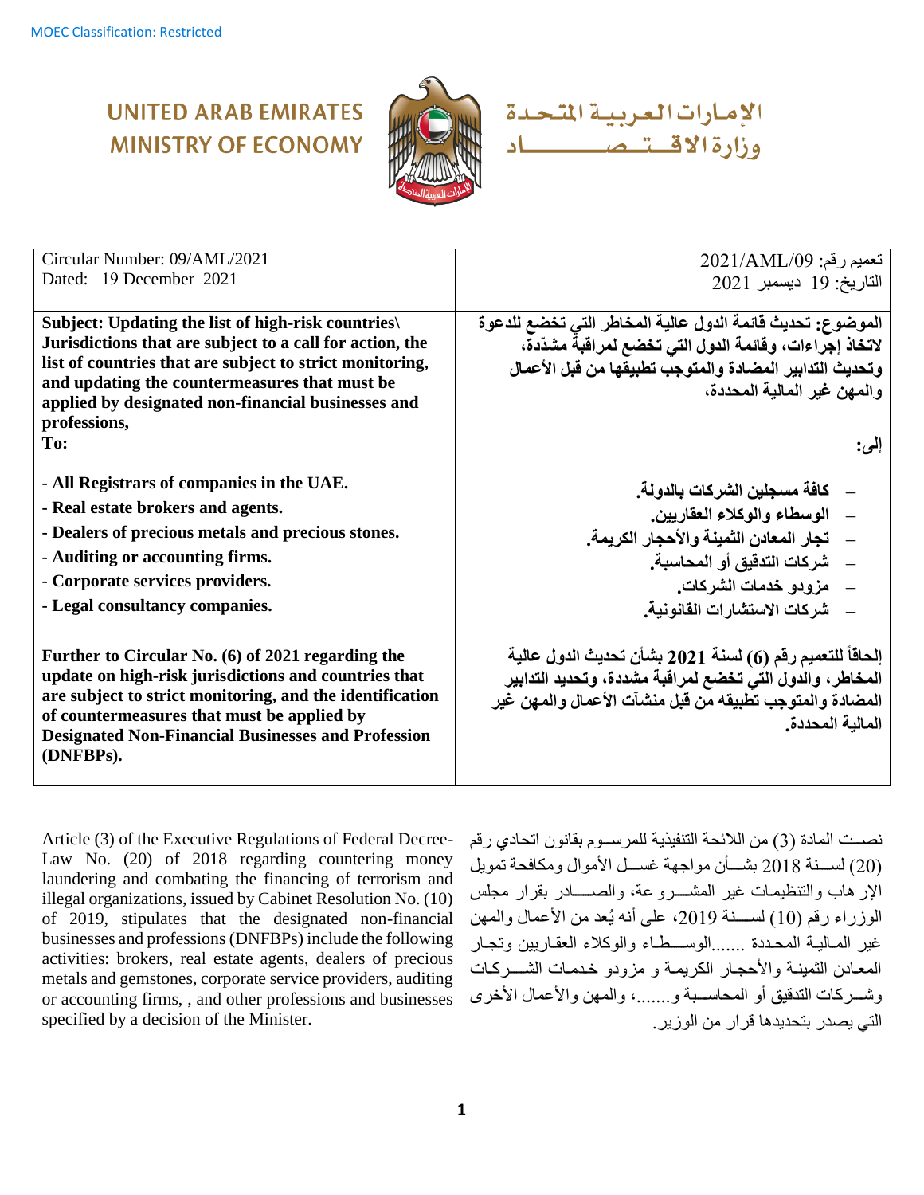MOEC Classification: Restricted

UNITED ARAB EMIRATES
MINISTRY OF ECONOMY

الإمارات العربية المتحدة
وزارة الاقتصاد

| | |
|---|---|
| Circular Number: 09/AML/2021<br>Dated: 19 December 2021 | تعميم رقم: 2021/AML/09<br>التاريخ: 19 ديسمبر 2021 |
| **Subject: Updating the list of high-risk countries\ Jurisdictions that are subject to a call for action, the list of countries that are subject to strict monitoring, and updating the countermeasures that must be applied by designated non-financial businesses and professions,** | **الموضوع: تحديث قائمة الدول عالية المخاطر التي تخضع للدعوة لاتخاذ إجراءات، وقائمة الدول التي تخضع لمراقبة مشدّدة، وتحديث التدابير المضادة والمتوجب تطبيقها من قبل الأعمال والمهن غير المالية المحددة،** |
| **To:**<br><br>**- All Registrars of companies in the UAE.**<br>**- Real estate brokers and agents.**<br>**- Dealers of precious metals and precious stones.**<br>**- Auditing or accounting firms.**<br>**- Corporate services providers.**<br>**- Legal consultancy companies.** | **إلى:**<br><br>**– كافة مسجلين الشركات بالدولة.**<br>**– الوسطاء والوكلاء العقاريين.**<br>**– تجار المعادن الثمينة والأحجار الكريمة.**<br>**– شركات التدقيق أو المحاسبة.**<br>**– مزودو خدمات الشركات.**<br>**– شركات الاستشارات القانونية.** |
| **Further to Circular No. (6) of 2021 regarding the update on high-risk jurisdictions and countries that are subject to strict monitoring, and the identification of countermeasures that must be applied by Designated Non-Financial Businesses and Profession (DNFBPs).** | **إلحاقاً للتعميم رقم (6) لسنة 2021 بشأن تحديث الدول عالية المخاطر، والدول التي تخضع لمراقبة مشددة، وتحديد التدابير المضادة والمتوجب تطبيقه من قبل منشآت الأعمال والمهن غير المالية المحددة.** |

Article (3) of the Executive Regulations of Federal Decree-Law No. (20) of 2018 regarding countering money laundering and combating the financing of terrorism and illegal organizations, issued by Cabinet Resolution No. (10) of 2019, stipulates that the designated non-financial businesses and professions (DNFBPs) include the following activities: brokers, real estate agents, dealers of precious metals and gemstones, corporate service providers, auditing or accounting firms, , and other professions and businesses specified by a decision of the Minister.

نصت المادة (3) من اللائحة التنفيذية للمرسوم بقانون اتحادي رقم (20) لسنة 2018 بشأن مواجهة غسل الأموال ومكافحة تمويل الإرهاب والتنظيمات غير المشروعة، والصادر بقرار مجلس الوزراء رقم (10) لسنة 2019، على أنه يُعد من الأعمال والمهن غير المالية المحددة .......الوسطاء والوكلاء العقاريين وتجار المعادن الثمينة والأحجار الكريمة و مزودو خدمات الشركات وشركات التدقيق أو المحاسبة و......، والمهن والأعمال الأخرى التي يصدر بتحديدها قرار من الوزير.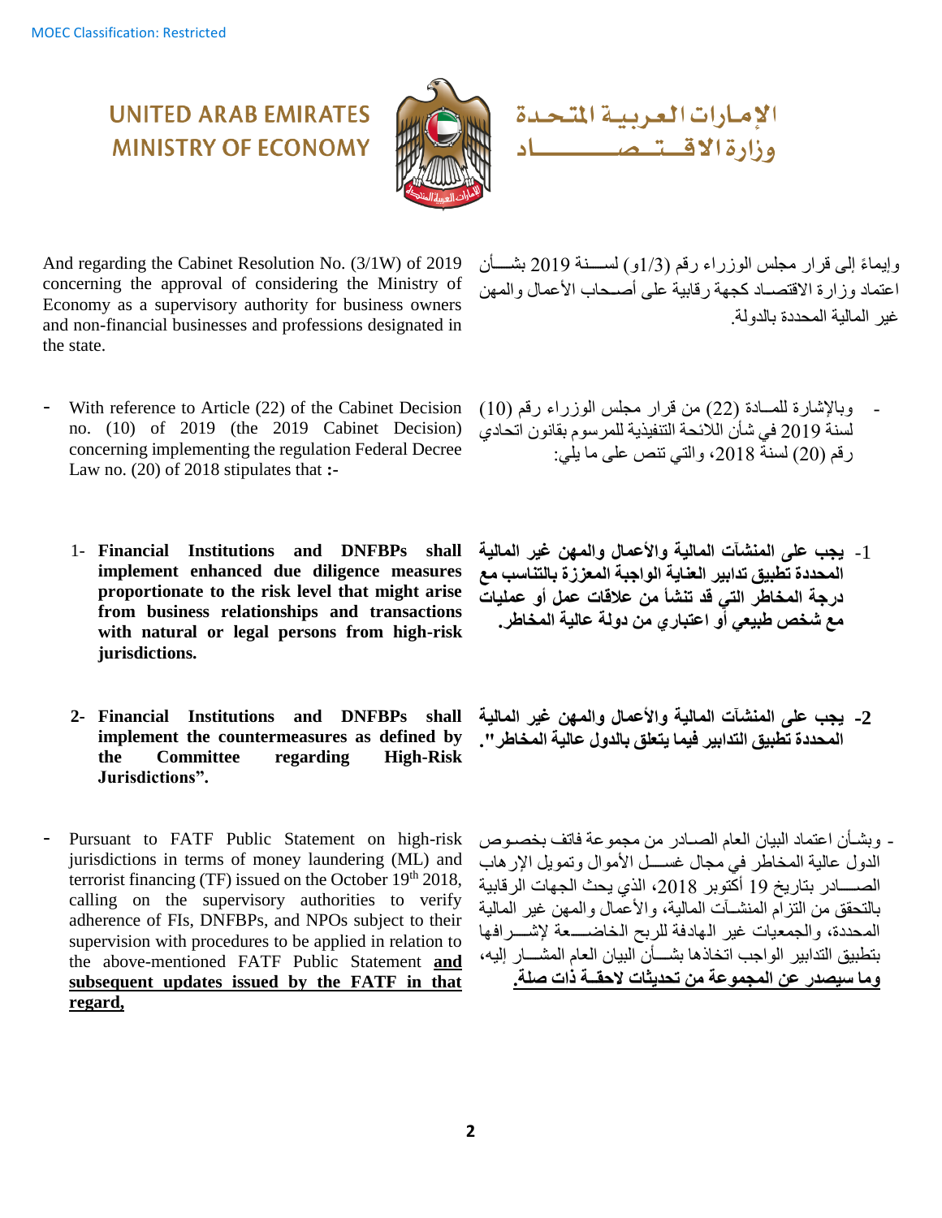MOEC Classification: Restricted

UNITED ARAB EMIRATES
MINISTRY OF ECONOMY

الإمارات العربية المتحدة
وزارة الاقتصاد

And regarding the Cabinet Resolution No. (3/1W) of 2019 concerning the approval of considering the Ministry of Economy as a supervisory authority for business owners and non-financial businesses and professions designated in the state.

وإيماءً إلى قرار مجلس الوزراء رقم (1/3و) لسنة 2019 بشأن اعتماد وزارة الاقتصاد كجهة رقابية على أصحاب الأعمال والمهن غير المالية المحددة بالدولة.

- With reference to Article (22) of the Cabinet Decision no. (10) of 2019 (the 2019 Cabinet Decision) concerning implementing the regulation Federal Decree Law no. (20) of 2018 stipulates that **:-**

- وبالإشارة للمادة (22) من قرار مجلس الوزراء رقم (10) لسنة 2019 في شأن اللائحة التنفيذية للمرسوم بقانون اتحادي رقم (20) لسنة 2018، والتي تنص على ما يلي:

1- **Financial Institutions and DNFBPs shall implement enhanced due diligence measures proportionate to the risk level that might arise from business relationships and transactions with natural or legal persons from high-risk jurisdictions.**

1- **يجب على المنشآت المالية والأعمال والمهن غير المالية المحددة تطبيق تدابير العناية الواجبة المعززة بالتناسب مع درجة المخاطر التي قد تنشأ من علاقات عمل أو عمليات مع شخص طبيعي أو اعتباري من دولة عالية المخاطر.**

2- **Financial Institutions and DNFBPs shall implement the countermeasures as defined by the Committee regarding High-Risk Jurisdictions".**

2- **يجب على المنشآت المالية والأعمال والمهن غير المالية المحددة تطبيق التدابير فيما يتعلق بالدول عالية المخاطر".**

- Pursuant to FATF Public Statement on high-risk jurisdictions in terms of money laundering (ML) and terrorist financing (TF) issued on the October 19th 2018, calling on the supervisory authorities to verify adherence of FIs, DNFBPs, and NPOs subject to their supervision with procedures to be applied in relation to the above-mentioned FATF Public Statement **and subsequent updates issued by the FATF in that regard,**

- وبشأن اعتماد البيان العام الصادر من مجموعة فاتف بخصوص الدول عالية المخاطر في مجال غسل الأموال وتمويل الإرهاب الصادر بتاريخ 19 أكتوبر 2018، الذي يحث الجهات الرقابية بالتحقق من التزام المنشآت المالية، والأعمال والمهن غير المالية المحددة، والجمعيات غير الهادفة للربح الخاضعة لإشرافها بتطبيق التدابير الواجب اتخاذها بشأن البيان العام المشار إليه، **وما سيصدر عن المجموعة من تحديثات لاحقة ذات صلة.**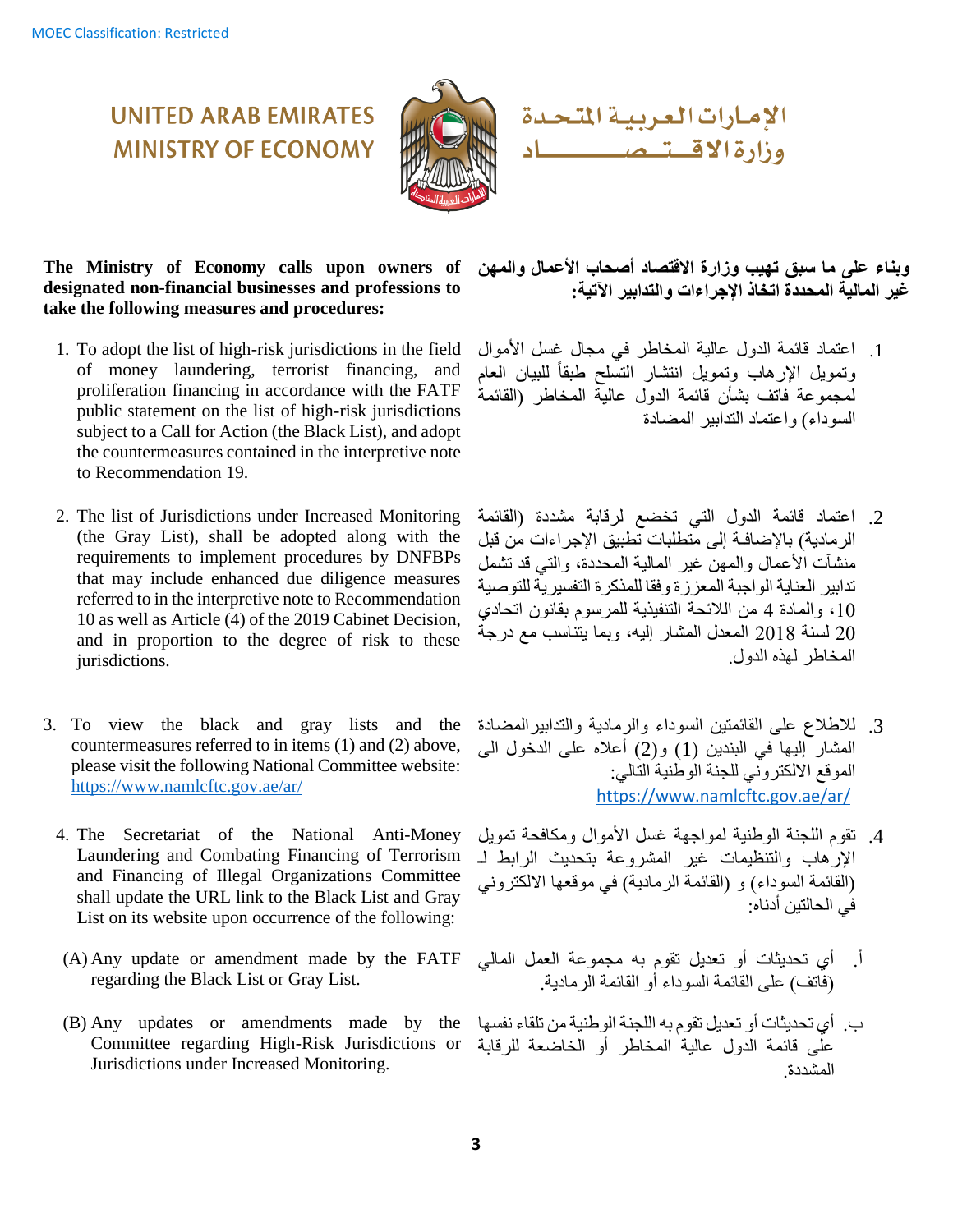MOEC Classification: Restricted

UNITED ARAB EMIRATES
MINISTRY OF ECONOMY

الإمارات العربية المتحدة
وزارة الاقتصاد

**The Ministry of Economy calls upon owners of designated non-financial businesses and professions to take the following measures and procedures:**

**وبناء على ما سبق تهيب وزارة الاقتصاد أصحاب الأعمال والمهن غير المالية المحددة اتخاذ الإجراءات والتدابير الآتية:**

1. To adopt the list of high-risk jurisdictions in the field of money laundering, terrorist financing, and proliferation financing in accordance with the FATF public statement on the list of high-risk jurisdictions subject to a Call for Action (the Black List), and adopt the countermeasures contained in the interpretive note to Recommendation 19.

1. اعتماد قائمة الدول عالية المخاطر في مجال غسل الأموال وتمويل الإرهاب وتمويل انتشار التسلح طبقاً للبيان العام لمجموعة فاتف بشأن قائمة الدول عالية المخاطر (القائمة السوداء) واعتماد التدابير المضادة

2. The list of Jurisdictions under Increased Monitoring (the Gray List), shall be adopted along with the requirements to implement procedures by DNFBPs that may include enhanced due diligence measures referred to in the interpretive note to Recommendation 10 as well as Article (4) of the 2019 Cabinet Decision, and in proportion to the degree of risk to these jurisdictions.

2. اعتماد قائمة الدول التي تخضع لرقابة مشددة (القائمة الرمادية) بالإضافة إلى متطلبات تطبيق الإجراءات من قبل منشآت الأعمال والمهن غير المالية المحددة، والتي قد تشمل تدابير العناية الواجبة المعززة وفقا للمذكرة التفسيرية للتوصية 10، والمادة 4 من اللائحة التنفيذية للمرسوم بقانون اتحادي 20 لسنة 2018 المعدل المشار إليه، وبما يتناسب مع درجة المخاطر لهذه الدول.

3. To view the black and gray lists and the countermeasures referred to in items (1) and (2) above, please visit the following National Committee website: https://www.namlcftc.gov.ae/ar/

3. للاطلاع على القائمتين السوداء والرمادية والتدابير المضادة المشار إليها في البندين (1) و(2) أعلاه على الدخول الى الموقع الالكتروني للجنة الوطنية التالي: https://www.namlcftc.gov.ae/ar/

4. The Secretariat of the National Anti-Money Laundering and Combating Financing of Terrorism and Financing of Illegal Organizations Committee shall update the URL link to the Black List and Gray List on its website upon occurrence of the following:

4. تقوم اللجنة الوطنية لمواجهة غسل الأموال ومكافحة تمويل الإرهاب والتنظيمات غير المشروعة بتحديث الرابط لـ (القائمة السوداء) و (القائمة الرمادية) في موقعها الالكتروني في الحالتين أدناه:

(A) Any update or amendment made by the FATF regarding the Black List or Gray List.

أ. أي تحديثات أو تعديل تقوم به مجموعة العمل المالي (فاتف) على القائمة السوداء أو القائمة الرمادية.

(B) Any updates or amendments made by the Committee regarding High-Risk Jurisdictions or Jurisdictions under Increased Monitoring.

ب. أي تحديثات أو تعديل تقوم به اللجنة الوطنية من تلقاء نفسها على قائمة الدول عالية المخاطر أو الخاضعة للرقابة المشددة.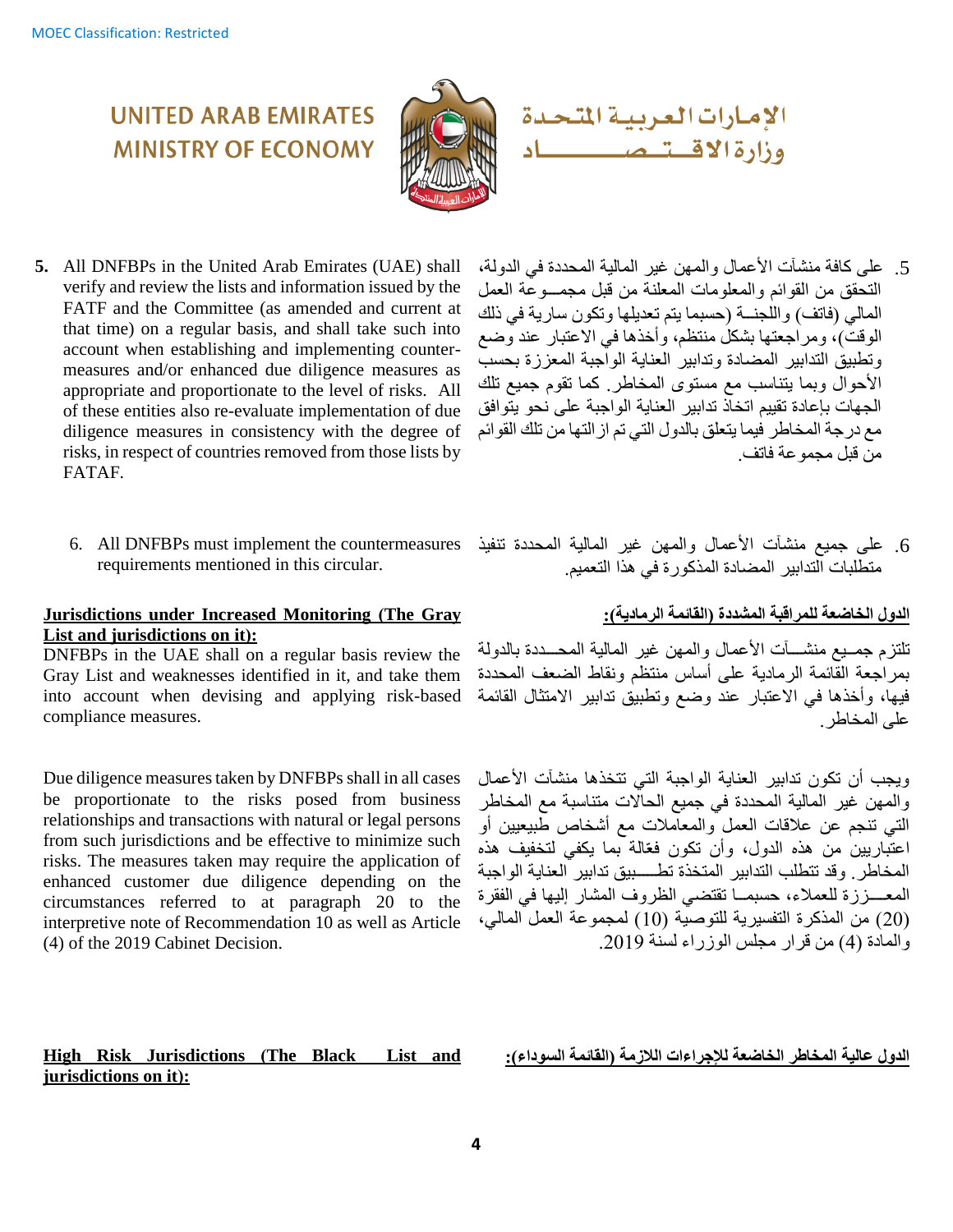5. All DNFBPs in the United Arab Emirates (UAE) shall verify and review the lists and information issued by the FATF and the Committee (as amended and current at that time) on a regular basis, and shall take such into account when establishing and implementing counter-measures and/or enhanced due diligence measures as appropriate and proportionate to the level of risks. All of these entities also re-evaluate implementation of due diligence measures in consistency with the degree of risks, in respect of countries removed from those lists by FATAF.

.5 على كافة منشآت الأعمال والمهن غير المالية المحددة في الدولة، التحقق من القوائم والمعلومات المعلنة من قبل مجمــوعة العمل المالي (فاتف) واللجنــة (حسبما يتم تعديلها وتكون سارية في ذلك الوقت)، ومراجعتها بشكل منتظم، وأخذها في الاعتبار عند وضع وتطبيق التدابير المضادة وتدابير العناية الواجبة المعززة بحسب الأحوال وبما يتناسب مع مستوى المخاطر. كما تقوم جميع تلك الجهات بإعادة تقييم اتخاذ تدابير العناية الواجبة على نحو يتوافق مع درجة المخاطر فيما يتعلق بالدول التي تم ازالتها من تلك القوائم من قبل مجموعة فاتف.

6. All DNFBPs must implement the countermeasures requirements mentioned in this circular.

.6 على جميع منشآت الأعمال والمهن غير المالية المحددة تنفيذ متطلبات التدابير المضادة المذكورة في هذا التعميم.

**<u>Jurisdictions under Increased Monitoring (The Gray List and jurisdictions on it):</u>**

DNFBPs in the UAE shall on a regular basis review the Gray List and weaknesses identified in it, and take them into account when devising and applying risk-based compliance measures.

**<u>الدول الخاضعة للمراقبة المشددة (القائمة الرمادية):</u>**

تلتزم جمــيع منشــآت الأعمال والمهن غير المالية المحـــددة بالدولة بمراجعة القائمة الرمادية على أساس منتظم ونقاط الضعف المحددة فيها، وأخذها في الاعتبار عند وضع وتطبيق تدابير الامتثال القائمة على المخاطر.

Due diligence measures taken by DNFBPs shall in all cases be proportionate to the risks posed from business relationships and transactions with natural or legal persons from such jurisdictions and be effective to minimize such risks. The measures taken may require the application of enhanced customer due diligence depending on the circumstances referred to at paragraph 20 to the interpretive note of Recommendation 10 as well as Article (4) of the 2019 Cabinet Decision.

ويجب أن تكون تدابير العناية الواجبة التي تتخذها منشآت الأعمال والمهن غير المالية المحددة في جميع الحالات متناسبة مع المخاطر التي تنجم عن علاقات العمل والمعاملات مع أشخاص طبيعيين أو اعتباريين من هذه الدول، وأن تكون فعّالة بما يكفي لتخفيف هذه المخاطر. وقد تتطلب التدابير المتخذة تطـــبيق تدابير العناية الواجبة المعـــززة للعملاء، حسبمـــا تقتضي الظروف المشار إليها في الفقرة (20) من المذكرة التفسيرية للتوصية (10) لمجموعة العمل المالي، والمادة (4) من قرار مجلس الوزراء لسنة 2019.

**<u>High Risk Jurisdictions (The Black List and jurisdictions on it):</u>**

**<u>الدول عالية المخاطر الخاضعة للإجراءات اللازمة (القائمة السوداء):</u>**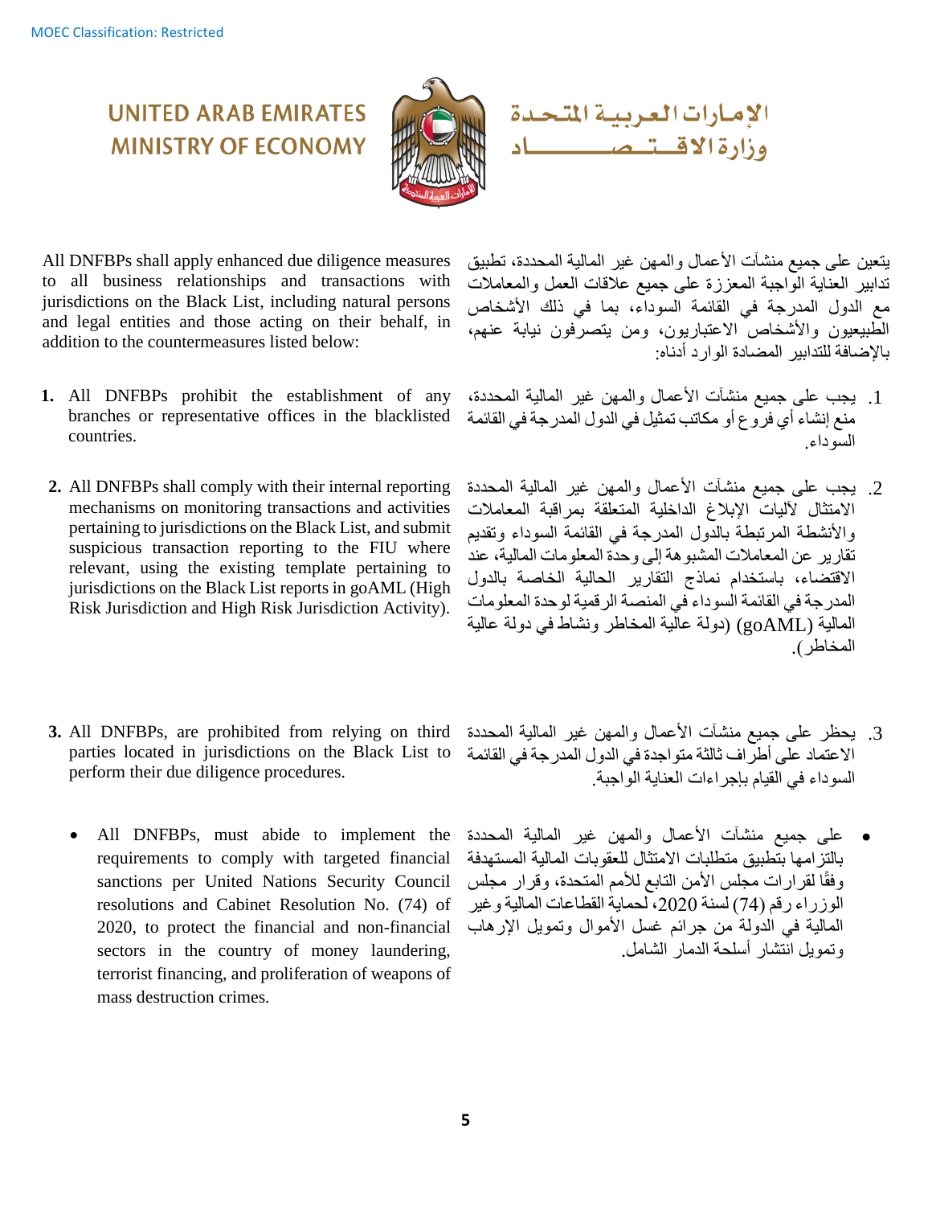MOEC Classification: Restricted

UNITED ARAB EMIRATES
MINISTRY OF ECONOMY

الإمارات العربية المتحدة
وزارة الاقتصاد

All DNFBPs shall apply enhanced due diligence measures to all business relationships and transactions with jurisdictions on the Black List, including natural persons and legal entities and those acting on their behalf, in addition to the countermeasures listed below:

يتعين على جميع منشآت الأعمال والمهن غير المالية المحددة، تطبيق تدابير العناية الواجبة المعززة على جميع علاقات العمل والمعاملات مع الدول المدرجة في القائمة السوداء، بما في ذلك الأشخاص الطبيعيون والأشخاص الاعتباريون، ومن يتصرفون نيابة عنهم، بالإضافة للتدابير المضادة الوارد أدناه:

1. All DNFBPs prohibit the establishment of any branches or representative offices in the blacklisted countries.

1. يجب على جميع منشآت الأعمال والمهن غير المالية المحددة، منع إنشاء أي فروع أو مكاتب تمثيل في الدول المدرجة في القائمة السوداء.

2. All DNFBPs shall comply with their internal reporting mechanisms on monitoring transactions and activities pertaining to jurisdictions on the Black List, and submit suspicious transaction reporting to the FIU where relevant, using the existing template pertaining to jurisdictions on the Black List reports in goAML (High Risk Jurisdiction and High Risk Jurisdiction Activity).

2. يجب على جميع منشآت الأعمال والمهن غير المالية المحددة الامتثال لآليات الإبلاغ الداخلية المتعلقة بمراقبة المعاملات والأنشطة المرتبطة بالدول المدرجة في القائمة السوداء وتقديم تقارير عن المعاملات المشبوهة إلى وحدة المعلومات المالية، عند الاقتضاء، باستخدام نماذج التقارير الحالية الخاصة بالدول المدرجة في القائمة السوداء في المنصة الرقمية لوحدة المعلومات المالية (goAML) (دولة عالية المخاطر ونشاط في دولة عالية المخاطر).

3. All DNFBPs, are prohibited from relying on third parties located in jurisdictions on the Black List to perform their due diligence procedures.

3. يحظر على جميع منشآت الأعمال والمهن غير المالية المحددة الاعتماد على أطراف ثالثة متواجدة في الدول المدرجة في القائمة السوداء في القيام بإجراءات العناية الواجبة.

- All DNFBPs, must abide to implement the requirements to comply with targeted financial sanctions per United Nations Security Council resolutions and Cabinet Resolution No. (74) of 2020, to protect the financial and non-financial sectors in the country of money laundering, terrorist financing, and proliferation of weapons of mass destruction crimes.

- على جميع منشآت الأعمال والمهن غير المالية المحددة بالتزامها بتطبيق متطلبات الامتثال للعقوبات المالية المستهدفة وفقًا لقرارات مجلس الأمن التابع للأمم المتحدة، وقرار مجلس الوزراء رقم (74) لسنة 2020، لحماية القطاعات المالية وغير المالية في الدولة من جرائم غسل الأموال وتمويل الإرهاب وتمويل انتشار أسلحة الدمار الشامل.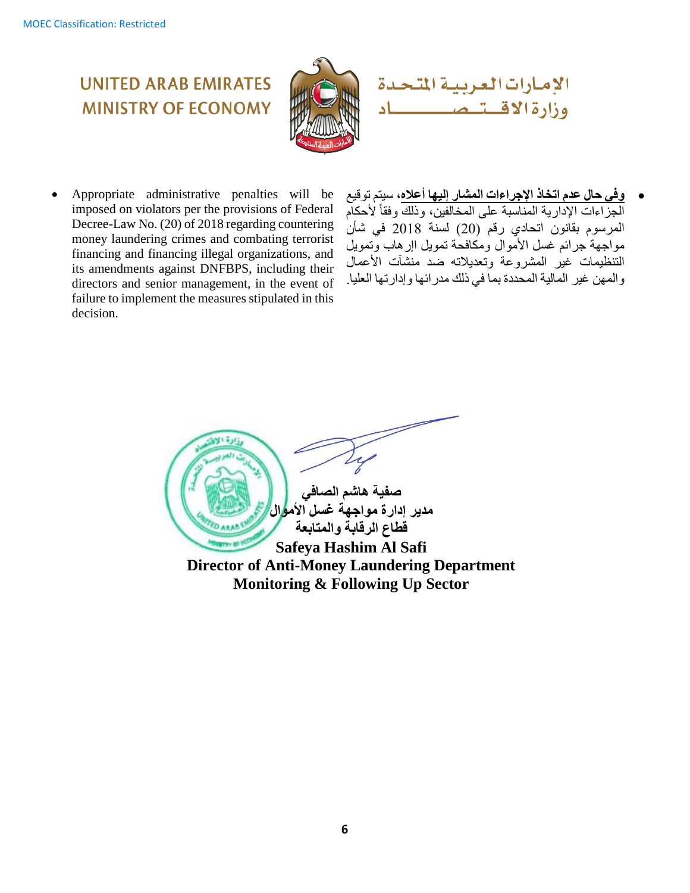MOEC Classification: Restricted

UNITED ARAB EMIRATES
MINISTRY OF ECONOMY

الإمارات العربية المتحدة
وزارة الاقتصاد

- Appropriate administrative penalties will be imposed on violators per the provisions of Federal Decree-Law No. (20) of 2018 regarding countering money laundering crimes and combating terrorist financing and financing illegal organizations, and its amendments against DNFBPS, including their directors and senior management, in the event of failure to implement the measures stipulated in this decision.

- **وفي حال عدم اتخاذ الإجراءات المشار إليها أعلاه**، سيتم توقيع الجزاءات الإدارية المناسبة على المخالفين، وذلك وفقاً لأحكام المرسوم بقانون اتحادي رقم (20) لسنة 2018 في شأن مواجهة جرائم غسل الأموال ومكافحة تمويل إرهاب وتمويل التنظيمات غير المشروعة وتعديلاته ضد منشآت الأعمال والمهن غير المالية المحددة بما في ذلك مدرائها وإدارتها العليا.

**صفية هاشم الصافي**
**مدير إدارة مواجهة غسل الأموال**
**قطاع الرقابة والمتابعة**

**Safeya Hashim Al Safi**
**Director of Anti-Money Laundering Department**
**Monitoring & Following Up Sector**